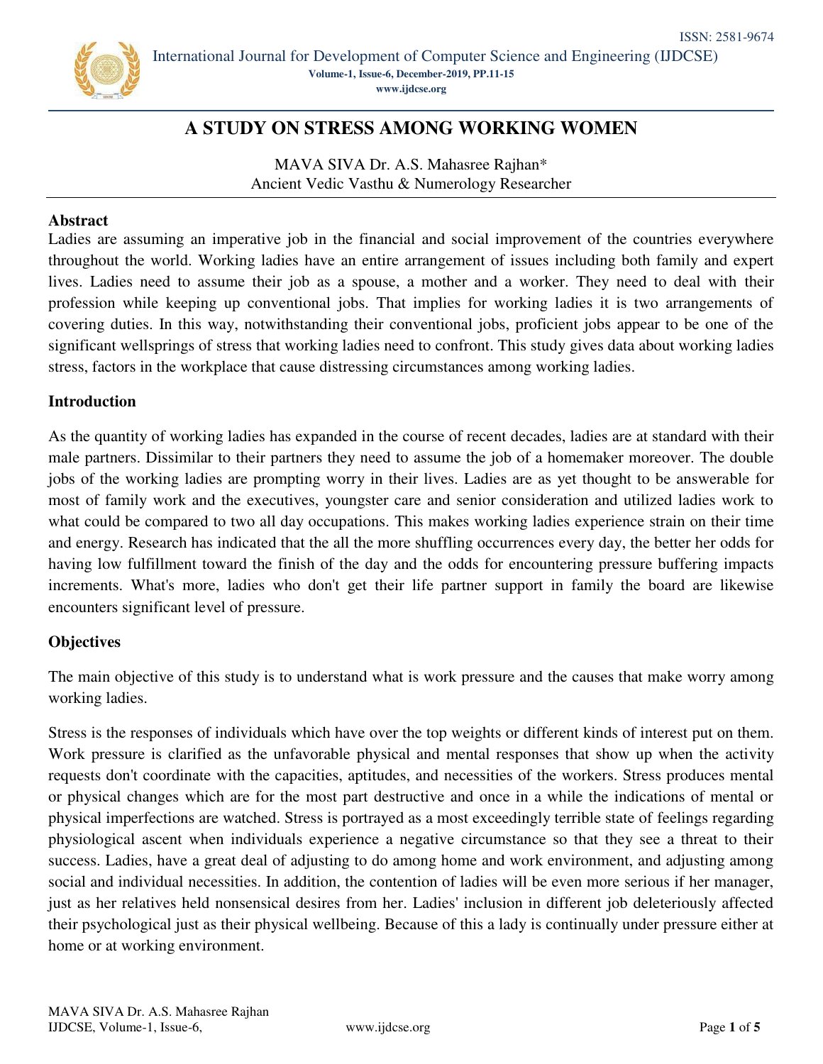# A STUDY ON STRESS AMONG WORKING WOMEN

MAVA SIVA Dr. A.S. Mahasree Rajhan*
Ancient Vedic Vasthu & Numerology Researcher

## Abstract

Ladies are assuming an imperative job in the financial and social improvement of the countries everywhere throughout the world. Working ladies have an entire arrangement of issues including both family and expert lives. Ladies need to assume their job as a spouse, a mother and a worker. They need to deal with their profession while keeping up conventional jobs. That implies for working ladies it is two arrangements of covering duties. In this way, notwithstanding their conventional jobs, proficient jobs appear to be one of the significant wellsprings of stress that working ladies need to confront. This study gives data about working ladies stress, factors in the workplace that cause distressing circumstances among working ladies.

## Introduction

As the quantity of working ladies has expanded in the course of recent decades, ladies are at standard with their male partners. Dissimilar to their partners they need to assume the job of a homemaker moreover. The double jobs of the working ladies are prompting worry in their lives. Ladies are as yet thought to be answerable for most of family work and the executives, youngster care and senior consideration and utilized ladies work to what could be compared to two all day occupations. This makes working ladies experience strain on their time and energy. Research has indicated that the all the more shuffling occurrences every day, the better her odds for having low fulfillment toward the finish of the day and the odds for encountering pressure buffering impacts increments. What's more, ladies who don't get their life partner support in family the board are likewise encounters significant level of pressure.

## Objectives

The main objective of this study is to understand what is work pressure and the causes that make worry among working ladies.

Stress is the responses of individuals which have over the top weights or different kinds of interest put on them. Work pressure is clarified as the unfavorable physical and mental responses that show up when the activity requests don't coordinate with the capacities, aptitudes, and necessities of the workers. Stress produces mental or physical changes which are for the most part destructive and once in a while the indications of mental or physical imperfections are watched. Stress is portrayed as a most exceedingly terrible state of feelings regarding physiological ascent when individuals experience a negative circumstance so that they see a threat to their success. Ladies, have a great deal of adjusting to do among home and work environment, and adjusting among social and individual necessities. In addition, the contention of ladies will be even more serious if her manager, just as her relatives held nonsensical desires from her. Ladies' inclusion in different job deleteriously affected their psychological just as their physical wellbeing. Because of this a lady is continually under pressure either at home or at working environment.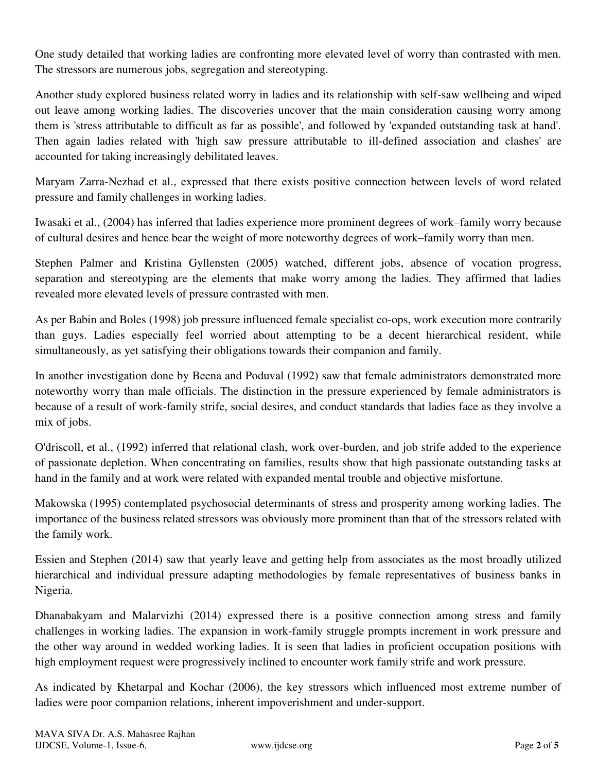One study detailed that working ladies are confronting more elevated level of worry than contrasted with men. The stressors are numerous jobs, segregation and stereotyping.

Another study explored business related worry in ladies and its relationship with self-saw wellbeing and wiped out leave among working ladies. The discoveries uncover that the main consideration causing worry among them is 'stress attributable to difficult as far as possible', and followed by 'expanded outstanding task at hand'. Then again ladies related with 'high saw pressure attributable to ill-defined association and clashes' are accounted for taking increasingly debilitated leaves.

Maryam Zarra-Nezhad et al., expressed that there exists positive connection between levels of word related pressure and family challenges in working ladies.

Iwasaki et al., (2004) has inferred that ladies experience more prominent degrees of work–family worry because of cultural desires and hence bear the weight of more noteworthy degrees of work–family worry than men.

Stephen Palmer and Kristina Gyllensten (2005) watched, different jobs, absence of vocation progress, separation and stereotyping are the elements that make worry among the ladies. They affirmed that ladies revealed more elevated levels of pressure contrasted with men.

As per Babin and Boles (1998) job pressure influenced female specialist co-ops, work execution more contrarily than guys. Ladies especially feel worried about attempting to be a decent hierarchical resident, while simultaneously, as yet satisfying their obligations towards their companion and family.

In another investigation done by Beena and Poduval (1992) saw that female administrators demonstrated more noteworthy worry than male officials. The distinction in the pressure experienced by female administrators is because of a result of work-family strife, social desires, and conduct standards that ladies face as they involve a mix of jobs.

O'driscoll, et al., (1992) inferred that relational clash, work over-burden, and job strife added to the experience of passionate depletion. When concentrating on families, results show that high passionate outstanding tasks at hand in the family and at work were related with expanded mental trouble and objective misfortune.

Makowska (1995) contemplated psychosocial determinants of stress and prosperity among working ladies. The importance of the business related stressors was obviously more prominent than that of the stressors related with the family work.

Essien and Stephen (2014) saw that yearly leave and getting help from associates as the most broadly utilized hierarchical and individual pressure adapting methodologies by female representatives of business banks in Nigeria.

Dhanabakyam and Malarvizhi (2014) expressed there is a positive connection among stress and family challenges in working ladies. The expansion in work-family struggle prompts increment in work pressure and the other way around in wedded working ladies. It is seen that ladies in proficient occupation positions with high employment request were progressively inclined to encounter work family strife and work pressure.

As indicated by Khetarpal and Kochar (2006), the key stressors which influenced most extreme number of ladies were poor companion relations, inherent impoverishment and under-support.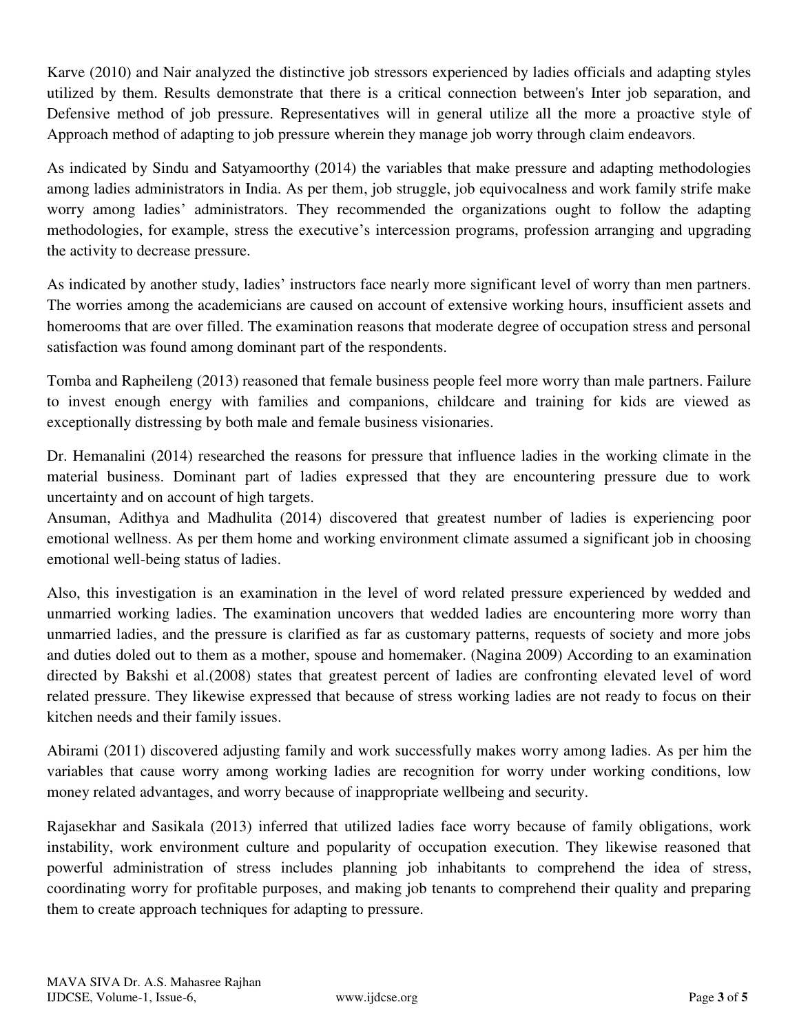Karve (2010) and Nair analyzed the distinctive job stressors experienced by ladies officials and adapting styles utilized by them. Results demonstrate that there is a critical connection between's Inter job separation, and Defensive method of job pressure. Representatives will in general utilize all the more a proactive style of Approach method of adapting to job pressure wherein they manage job worry through claim endeavors.

As indicated by Sindu and Satyamoorthy (2014) the variables that make pressure and adapting methodologies among ladies administrators in India. As per them, job struggle, job equivocalness and work family strife make worry among ladies' administrators. They recommended the organizations ought to follow the adapting methodologies, for example, stress the executive's intercession programs, profession arranging and upgrading the activity to decrease pressure.

As indicated by another study, ladies' instructors face nearly more significant level of worry than men partners. The worries among the academicians are caused on account of extensive working hours, insufficient assets and homerooms that are over filled. The examination reasons that moderate degree of occupation stress and personal satisfaction was found among dominant part of the respondents.

Tomba and Rapheileng (2013) reasoned that female business people feel more worry than male partners. Failure to invest enough energy with families and companions, childcare and training for kids are viewed as exceptionally distressing by both male and female business visionaries.

Dr. Hemanalini (2014) researched the reasons for pressure that influence ladies in the working climate in the material business. Dominant part of ladies expressed that they are encountering pressure due to work uncertainty and on account of high targets.

Ansuman, Adithya and Madhulita (2014) discovered that greatest number of ladies is experiencing poor emotional wellness. As per them home and working environment climate assumed a significant job in choosing emotional well-being status of ladies.

Also, this investigation is an examination in the level of word related pressure experienced by wedded and unmarried working ladies. The examination uncovers that wedded ladies are encountering more worry than unmarried ladies, and the pressure is clarified as far as customary patterns, requests of society and more jobs and duties doled out to them as a mother, spouse and homemaker. (Nagina 2009) According to an examination directed by Bakshi et al.(2008) states that greatest percent of ladies are confronting elevated level of word related pressure. They likewise expressed that because of stress working ladies are not ready to focus on their kitchen needs and their family issues.

Abirami (2011) discovered adjusting family and work successfully makes worry among ladies. As per him the variables that cause worry among working ladies are recognition for worry under working conditions, low money related advantages, and worry because of inappropriate wellbeing and security.

Rajasekhar and Sasikala (2013) inferred that utilized ladies face worry because of family obligations, work instability, work environment culture and popularity of occupation execution. They likewise reasoned that powerful administration of stress includes planning job inhabitants to comprehend the idea of stress, coordinating worry for profitable purposes, and making job tenants to comprehend their quality and preparing them to create approach techniques for adapting to pressure.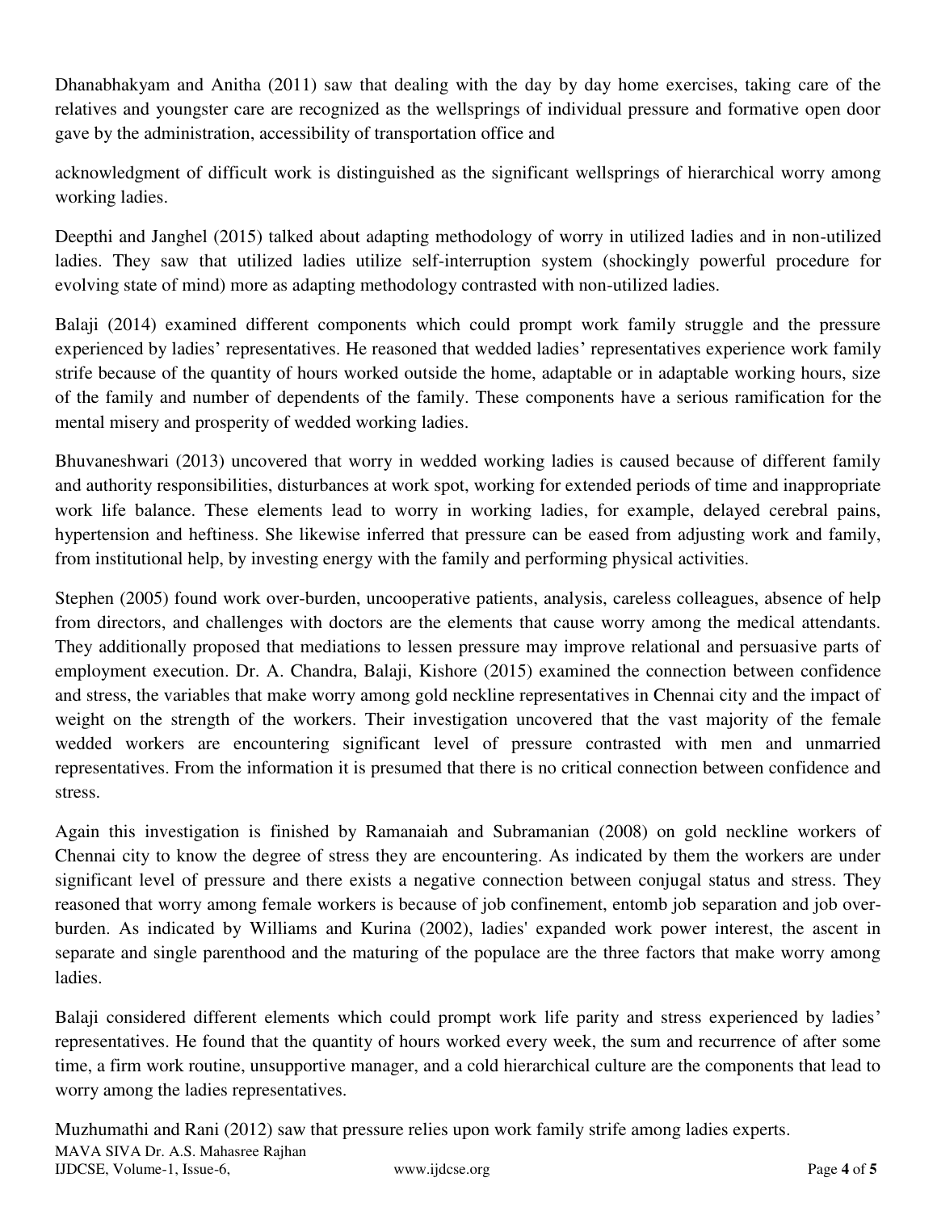Dhanabhakyam and Anitha (2011) saw that dealing with the day by day home exercises, taking care of the relatives and youngster care are recognized as the wellsprings of individual pressure and formative open door gave by the administration, accessibility of transportation office and

acknowledgment of difficult work is distinguished as the significant wellsprings of hierarchical worry among working ladies.

Deepthi and Janghel (2015) talked about adapting methodology of worry in utilized ladies and in non-utilized ladies. They saw that utilized ladies utilize self-interruption system (shockingly powerful procedure for evolving state of mind) more as adapting methodology contrasted with non-utilized ladies.

Balaji (2014) examined different components which could prompt work family struggle and the pressure experienced by ladies' representatives. He reasoned that wedded ladies' representatives experience work family strife because of the quantity of hours worked outside the home, adaptable or in adaptable working hours, size of the family and number of dependents of the family. These components have a serious ramification for the mental misery and prosperity of wedded working ladies.

Bhuvaneshwari (2013) uncovered that worry in wedded working ladies is caused because of different family and authority responsibilities, disturbances at work spot, working for extended periods of time and inappropriate work life balance. These elements lead to worry in working ladies, for example, delayed cerebral pains, hypertension and heftiness. She likewise inferred that pressure can be eased from adjusting work and family, from institutional help, by investing energy with the family and performing physical activities.

Stephen (2005) found work over-burden, uncooperative patients, analysis, careless colleagues, absence of help from directors, and challenges with doctors are the elements that cause worry among the medical attendants. They additionally proposed that mediations to lessen pressure may improve relational and persuasive parts of employment execution. Dr. A. Chandra, Balaji, Kishore (2015) examined the connection between confidence and stress, the variables that make worry among gold neckline representatives in Chennai city and the impact of weight on the strength of the workers. Their investigation uncovered that the vast majority of the female wedded workers are encountering significant level of pressure contrasted with men and unmarried representatives. From the information it is presumed that there is no critical connection between confidence and stress.

Again this investigation is finished by Ramanaiah and Subramanian (2008) on gold neckline workers of Chennai city to know the degree of stress they are encountering. As indicated by them the workers are under significant level of pressure and there exists a negative connection between conjugal status and stress. They reasoned that worry among female workers is because of job confinement, entomb job separation and job over-burden. As indicated by Williams and Kurina (2002), ladies' expanded work power interest, the ascent in separate and single parenthood and the maturing of the populace are the three factors that make worry among ladies.

Balaji considered different elements which could prompt work life parity and stress experienced by ladies' representatives. He found that the quantity of hours worked every week, the sum and recurrence of after some time, a firm work routine, unsupportive manager, and a cold hierarchical culture are the components that lead to worry among the ladies representatives.

Muzhumathi and Rani (2012) saw that pressure relies upon work family strife among ladies experts.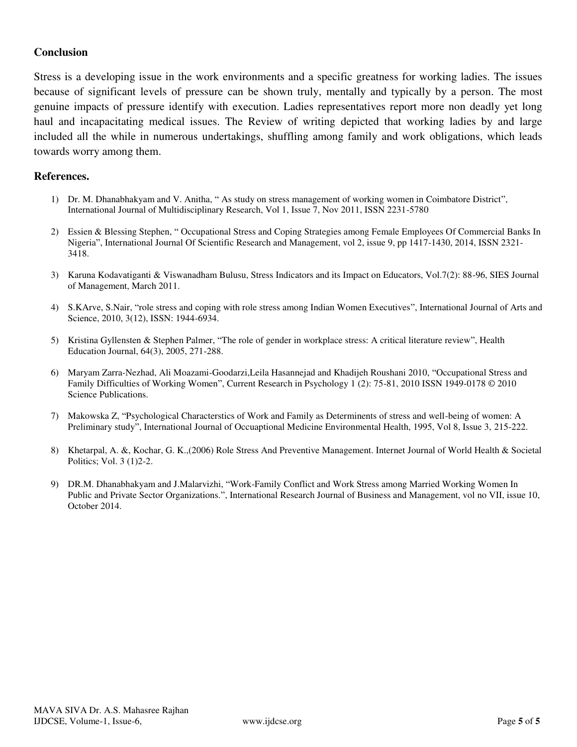## Conclusion

Stress is a developing issue in the work environments and a specific greatness for working ladies. The issues because of significant levels of pressure can be shown truly, mentally and typically by a person. The most genuine impacts of pressure identify with execution. Ladies representatives report more non deadly yet long haul and incapacitating medical issues. The Review of writing depicted that working ladies by and large included all the while in numerous undertakings, shuffling among family and work obligations, which leads towards worry among them.

## References.

1) Dr. M. Dhanabhakyam and V. Anitha, " As study on stress management of working women in Coimbatore District", International Journal of Multidisciplinary Research, Vol 1, Issue 7, Nov 2011, ISSN 2231-5780
2) Essien & Blessing Stephen, " Occupational Stress and Coping Strategies among Female Employees Of Commercial Banks In Nigeria", International Journal Of Scientific Research and Management, vol 2, issue 9, pp 1417-1430, 2014, ISSN 2321-3418.
3) Karuna Kodavatiganti & Viswanadham Bulusu, Stress Indicators and its Impact on Educators, Vol.7(2): 88-96, SIES Journal of Management, March 2011.
4) S.KArve, S.Nair, "role stress and coping with role stress among Indian Women Executives", International Journal of Arts and Science, 2010, 3(12), ISSN: 1944-6934.
5) Kristina Gyllensten & Stephen Palmer, "The role of gender in workplace stress: A critical literature review", Health Education Journal, 64(3), 2005, 271-288.
6) Maryam Zarra-Nezhad, Ali Moazami-Goodarzi,Leila Hasannejad and Khadijeh Roushani 2010, "Occupational Stress and Family Difficulties of Working Women", Current Research in Psychology 1 (2): 75-81, 2010 ISSN 1949-0178 © 2010 Science Publications.
7) Makowska Z, "Psychological Characterstics of Work and Family as Determinents of stress and well-being of women: A Preliminary study", International Journal of Occuaptional Medicine Environmental Health, 1995, Vol 8, Issue 3, 215-222.
8) Khetarpal, A. &, Kochar, G. K.,(2006) Role Stress And Preventive Management. Internet Journal of World Health & Societal Politics; Vol. 3 (1)2-2.
9) DR.M. Dhanabhakyam and J.Malarvizhi, "Work-Family Conflict and Work Stress among Married Working Women In Public and Private Sector Organizations.", International Research Journal of Business and Management, vol no VII, issue 10, October 2014.